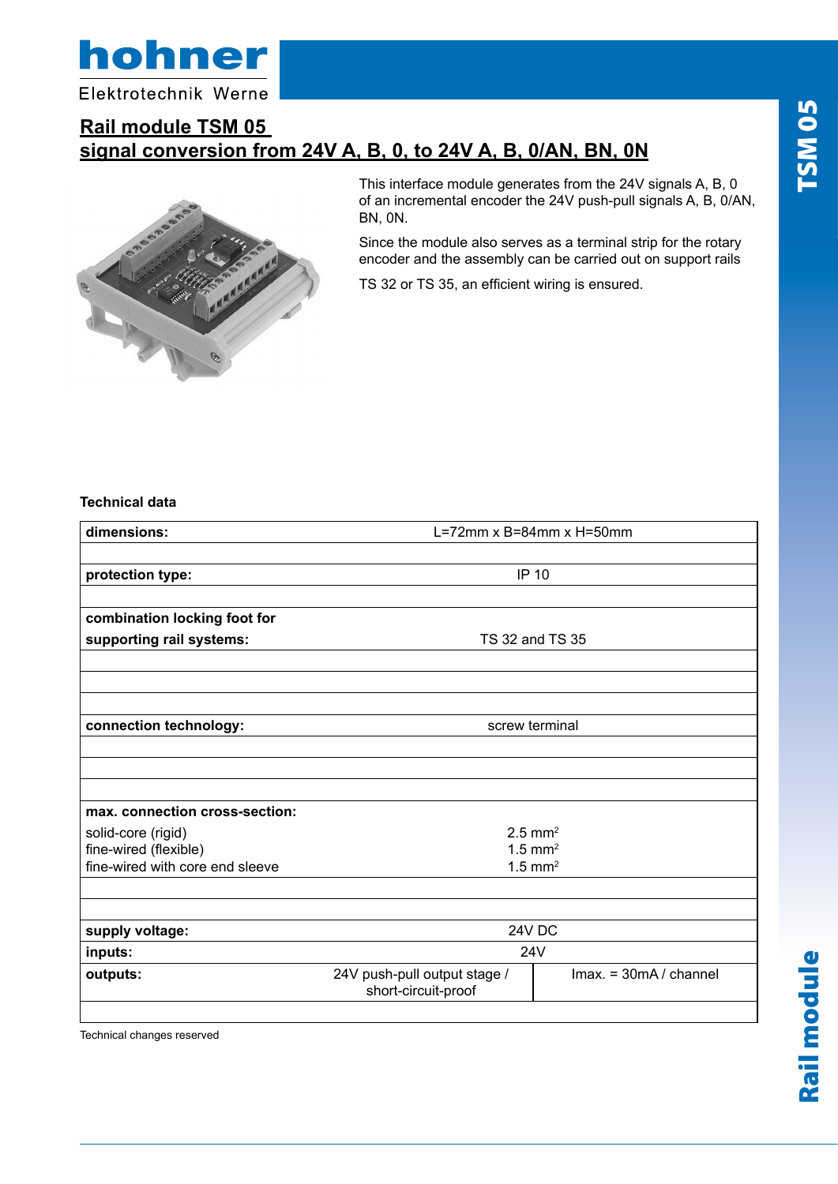hohner

Elektrotechnik Werne

# Rail module TSM 05
## signal conversion from 24V A, B, 0, to 24V A, B, 0/AN, BN, 0N

This interface module generates from the 24V signals A, B, 0 of an incremental encoder the 24V push-pull signals A, B, 0/AN, BN, 0N.

Since the module also serves as a terminal strip for the rotary encoder and the assembly can be carried out on support rails

TS 32 or TS 35, an efficient wiring is ensured.

**Technical data**

| | | |
|---|---|---|
| **dimensions:** | L=72mm x B=84mm x H=50mm | |
| | | |
| **protection type:** | IP 10 | |
| | | |
| **combination locking foot for supporting rail systems:** | TS 32 and TS 35 | |
| | | |
| | | |
| | | |
| **connection technology:** | screw terminal | |
| | | |
| | | |
| | | |
| **max. connection cross-section:** | | |
| solid-core (rigid)<br>fine-wired (flexible)<br>fine-wired with core end sleeve | 2.5 mm²<br>1.5 mm²<br>1.5 mm² | |
| | | |
| | | |
| **supply voltage:** | 24V DC | |
| **inputs:** | 24V | |
| **outputs:** | 24V push-pull output stage / short-circuit-proof | Imax. = 30mA / channel |
| | | |

Technical changes reserved

TSM 05

Rail module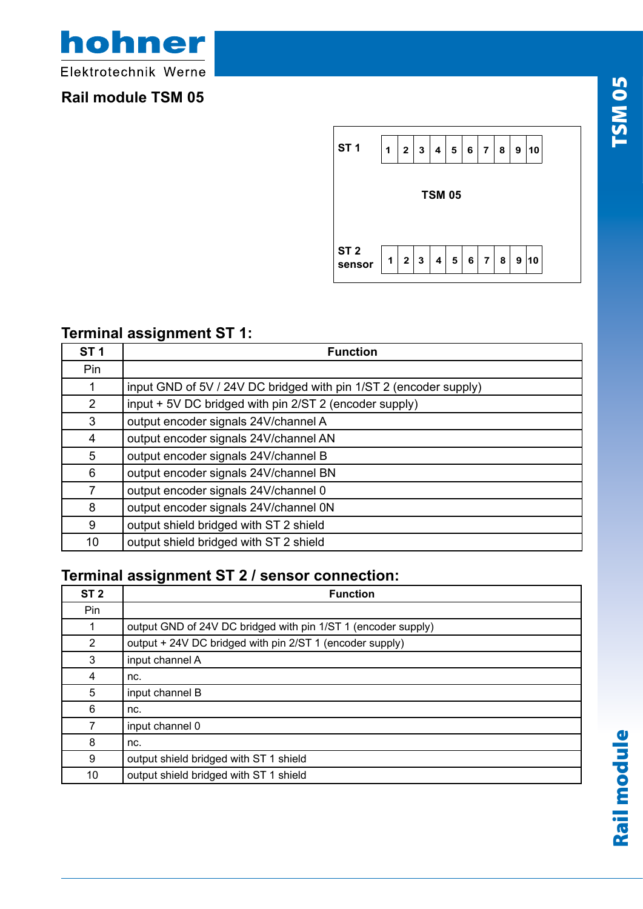hohner

Elektrotechnik Werne

# Rail module TSM 05

| | | | | | | | | | | |
|---|---|---|---|---|---|---|---|---|---|---|
| ST 1 | 1 | 2 | 3 | 4 | 5 | 6 | 7 | 8 | 9 | 10 |

TSM 05

| | | | | | | | | | | |
|---|---|---|---|---|---|---|---|---|---|---|
| ST 2 sensor | 1 | 2 | 3 | 4 | 5 | 6 | 7 | 8 | 9 | 10 |

## Terminal assignment ST 1:

| ST 1 | Function |
|---|---|
| Pin | |
| 1 | input GND of 5V / 24V DC bridged with pin 1/ST 2 (encoder supply) |
| 2 | input + 5V DC bridged with pin 2/ST 2 (encoder supply) |
| 3 | output encoder signals 24V/channel A |
| 4 | output encoder signals 24V/channel AN |
| 5 | output encoder signals 24V/channel B |
| 6 | output encoder signals 24V/channel BN |
| 7 | output encoder signals 24V/channel 0 |
| 8 | output encoder signals 24V/channel 0N |
| 9 | output shield bridged with ST 2 shield |
| 10 | output shield bridged with ST 2 shield |

## Terminal assignment ST 2 / sensor connection:

| ST 2 | Function |
|---|---|
| Pin | |
| 1 | output GND of 24V DC bridged with pin 1/ST 1 (encoder supply) |
| 2 | output + 24V DC bridged with pin 2/ST 1 (encoder supply) |
| 3 | input channel A |
| 4 | nc. |
| 5 | input channel B |
| 6 | nc. |
| 7 | input channel 0 |
| 8 | nc. |
| 9 | output shield bridged with ST 1 shield |
| 10 | output shield bridged with ST 1 shield |